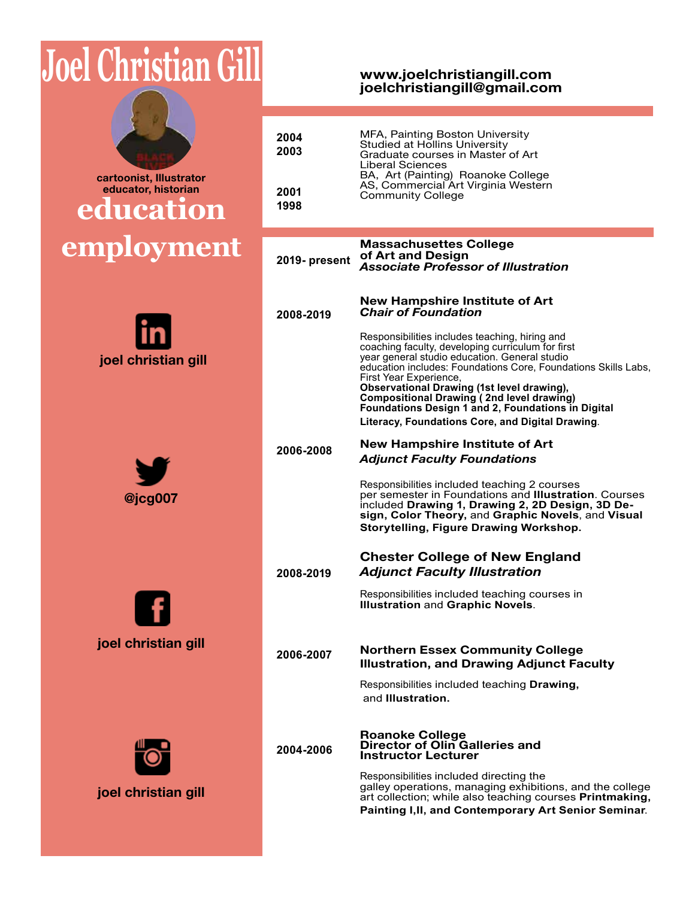# Joel Christian Gill

cartoonist, Illustrator
educator, historian

**www.joelchristiangill.com**
**joelchristiangill@gmail.com**

## education

| | |
|---|---|
| **2004** | MFA, Painting Boston University |
| **2003** | Studied at Hollins University Graduate courses in Master of Art Liberal Sciences |
| **2001** | BA, Art (Painting) Roanoke College |
| **1998** | AS, Commercial Art Virginia Western Community College |

## employment

**2019- present**

**Massachusetts College of Art and Design**
***Associate Professor of Illustration***

**2008-2019**

**New Hampshire Institute of Art**
***Chair of Foundation***

Responsibilities includes teaching, hiring and coaching faculty, developing curriculum for first year general studio education. General studio education includes: Foundations Core, Foundations Skills Labs, First Year Experience, **Observational Drawing (1st level drawing), Compositional Drawing ( 2nd level drawing) Foundations Design 1 and 2, Foundations in Digital Literacy, Foundations Core, and Digital Drawing**.

**2006-2008**

**New Hampshire Institute of Art**
***Adjunct Faculty Foundations***

Responsibilities included teaching 2 courses per semester in Foundations and **Illustration**. Courses included **Drawing 1, Drawing 2, 2D Design, 3D Design, Color Theory,** and **Graphic Novels**, and **Visual Storytelling, Figure Drawing Workshop.**

**2008-2019**

**Chester College of New England**
***Adjunct Faculty Illustration***

Responsibilities included teaching courses in **Illustration** and **Graphic Novels**.

**2006-2007**

**Northern Essex Community College**
**Illustration, and Drawing Adjunct Faculty**

Responsibilities included teaching **Drawing,** and **Illustration.**

**2004-2006**

**Roanoke College**
**Director of Olin Galleries and Instructor Lecturer**

Responsibilities included directing the galley operations, managing exhibitions, and the college art collection; while also teaching courses **Printmaking, Painting I,II, and Contemporary Art Senior Seminar**.

**joel christian gill** (LinkedIn)

**@jcg007** (Twitter)

**joel christian gill** (Facebook)

**joel christian gill** (Instagram)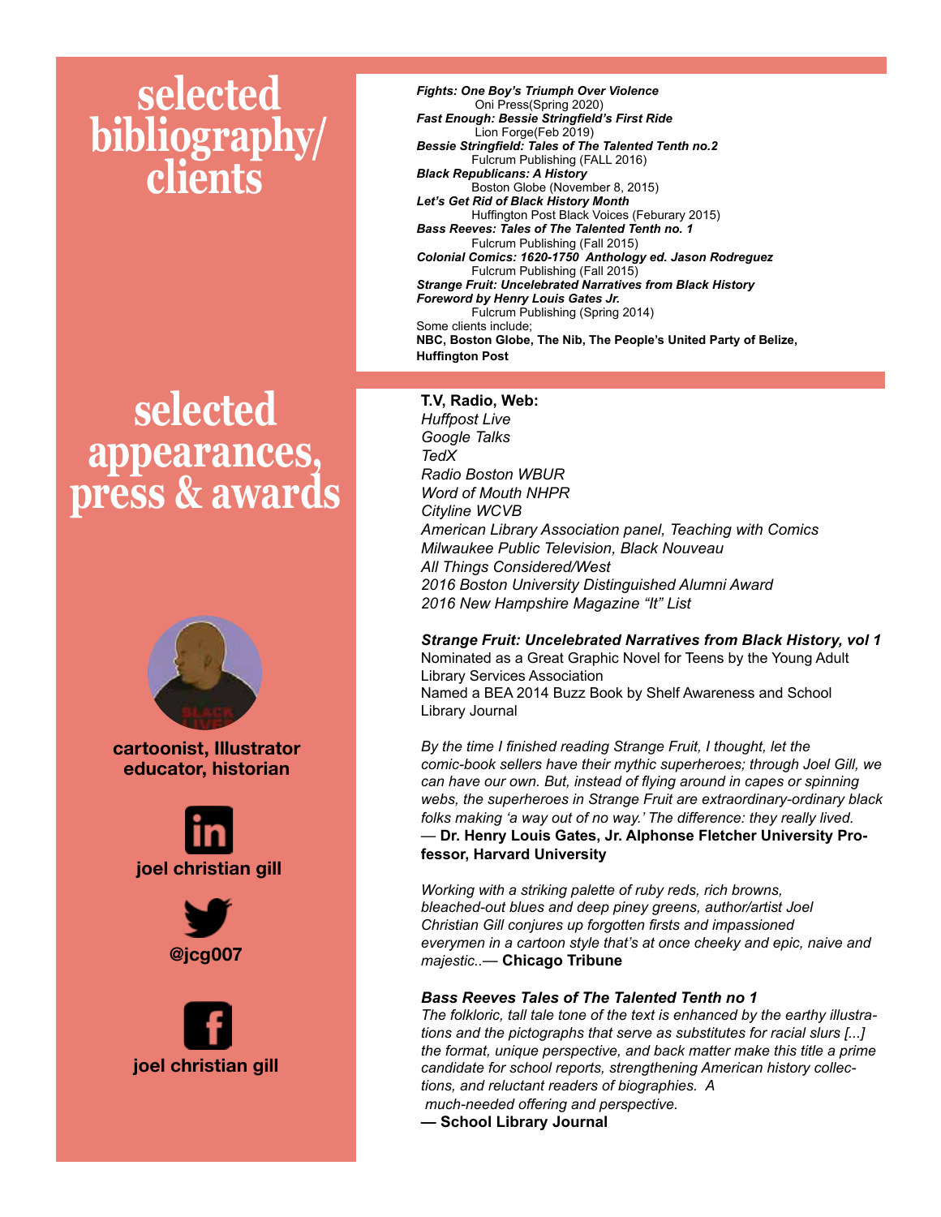# selected bibliography/ clients

***Fights: One Boy's Triumph Over Violence***
Oni Press(Spring 2020)
***Fast Enough: Bessie Stringfield's First Ride***
Lion Forge(Feb 2019)
***Bessie Stringfield: Tales of The Talented Tenth no.2***
Fulcrum Publishing (FALL 2016)
***Black Republicans: A History***
Boston Globe (November 8, 2015)
***Let's Get Rid of Black History Month***
Huffington Post Black Voices (Feburary 2015)
***Bass Reeves: Tales of The Talented Tenth no. 1***
Fulcrum Publishing (Fall 2015)
***Colonial Comics: 1620-1750 Anthology ed. Jason Rodreguez***
Fulcrum Publishing (Fall 2015)
***Strange Fruit: Uncelebrated Narratives from Black History***
***Foreword by Henry Louis Gates Jr.***
Fulcrum Publishing (Spring 2014)
Some clients include;
**NBC, Boston Globe, The Nib, The People's United Party of Belize, Huffington Post**

# selected appearances, press & awards

**T.V, Radio, Web:**
*Huffpost Live*
*Google Talks*
*TedX*
*Radio Boston WBUR*
*Word of Mouth NHPR*
*Cityline WCVB*
*American Library Association panel, Teaching with Comics*
*Milwaukee Public Television, Black Nouveau*
*All Things Considered/West*
*2016 Boston University Distinguished Alumni Award*
*2016 New Hampshire Magazine "It" List*

***Strange Fruit: Uncelebrated Narratives from Black History, vol 1***
Nominated as a Great Graphic Novel for Teens by the Young Adult Library Services Association
Named a BEA 2014 Buzz Book by Shelf Awareness and School Library Journal

*By the time I finished reading Strange Fruit, I thought, let the comic-book sellers have their mythic superheroes; through Joel Gill, we can have our own. But, instead of flying around in capes or spinning webs, the superheroes in Strange Fruit are extraordinary-ordinary black folks making 'a way out of no way.' The difference: they really lived.*
— **Dr. Henry Louis Gates, Jr. Alphonse Fletcher University Professor, Harvard University**

*Working with a striking palette of ruby reds, rich browns, bleached-out blues and deep piney greens, author/artist Joel Christian Gill conjures up forgotten firsts and impassioned everymen in a cartoon style that's at once cheeky and epic, naive and majestic..*— **Chicago Tribune**

***Bass Reeves Tales of The Talented Tenth no 1***
*The folkloric, tall tale tone of the text is enhanced by the earthy illustrations and the pictographs that serve as substitutes for racial slurs [...] the format, unique perspective, and back matter make this title a prime candidate for school reports, strengthening American history collections, and reluctant readers of biographies. A much-needed offering and perspective.*
**— School Library Journal**

**cartoonist, Illustrator educator, historian**

**joel christian gill**

**@jcg007**

**joel christian gill**